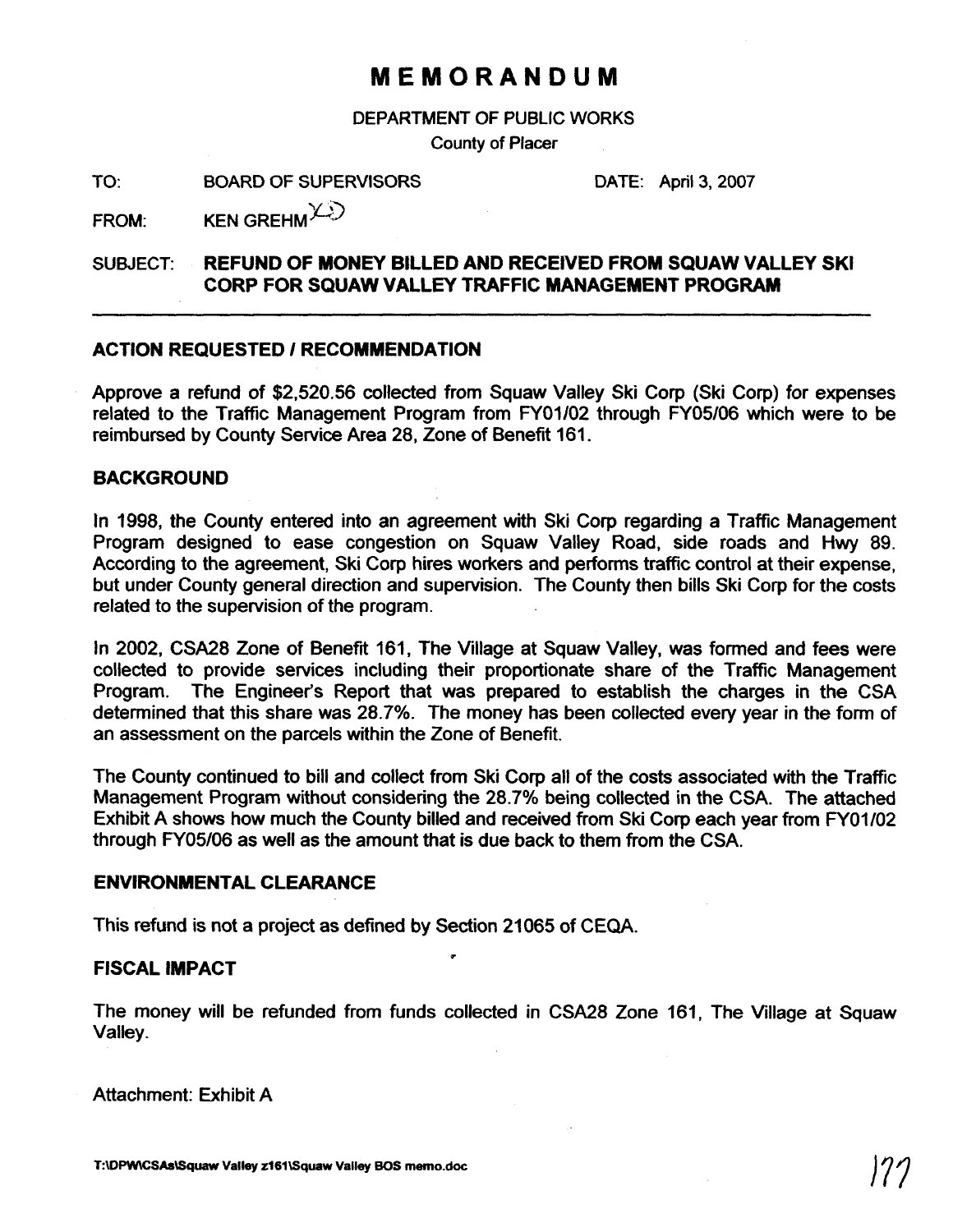# MEMORANDUM

DEPARTMENT OF PUBLIC WORKS

County of Placer

TO: BOARD OF SUPERVISORS DATE: April 3, 2007

FROM: KEN GREHM

SUBJECT: **REFUND OF MONEY BILLED AND RECEIVED FROM SQUAW VALLEY SKI CORP FOR SQUAW VALLEY TRAFFIC MANAGEMENT PROGRAM**

---

## ACTION REQUESTED / RECOMMENDATION

Approve a refund of $2,520.56 collected from Squaw Valley Ski Corp (Ski Corp) for expenses related to the Traffic Management Program from FY01/02 through FY05/06 which were to be reimbursed by County Service Area 28, Zone of Benefit 161.

## BACKGROUND

In 1998, the County entered into an agreement with Ski Corp regarding a Traffic Management Program designed to ease congestion on Squaw Valley Road, side roads and Hwy 89. According to the agreement, Ski Corp hires workers and performs traffic control at their expense, but under County general direction and supervision. The County then bills Ski Corp for the costs related to the supervision of the program.

In 2002, CSA28 Zone of Benefit 161, The Village at Squaw Valley, was formed and fees were collected to provide services including their proportionate share of the Traffic Management Program. The Engineer's Report that was prepared to establish the charges in the CSA determined that this share was 28.7%. The money has been collected every year in the form of an assessment on the parcels within the Zone of Benefit.

The County continued to bill and collect from Ski Corp all of the costs associated with the Traffic Management Program without considering the 28.7% being collected in the CSA. The attached Exhibit A shows how much the County billed and received from Ski Corp each year from FY01/02 through FY05/06 as well as the amount that is due back to them from the CSA.

## ENVIRONMENTAL CLEARANCE

This refund is not a project as defined by Section 21065 of CEQA.

## FISCAL IMPACT

The money will be refunded from funds collected in CSA28 Zone 161, The Village at Squaw Valley.

Attachment: Exhibit A

T:\DPW\CSAs\Squaw Valley z161\Squaw Valley BOS memo.doc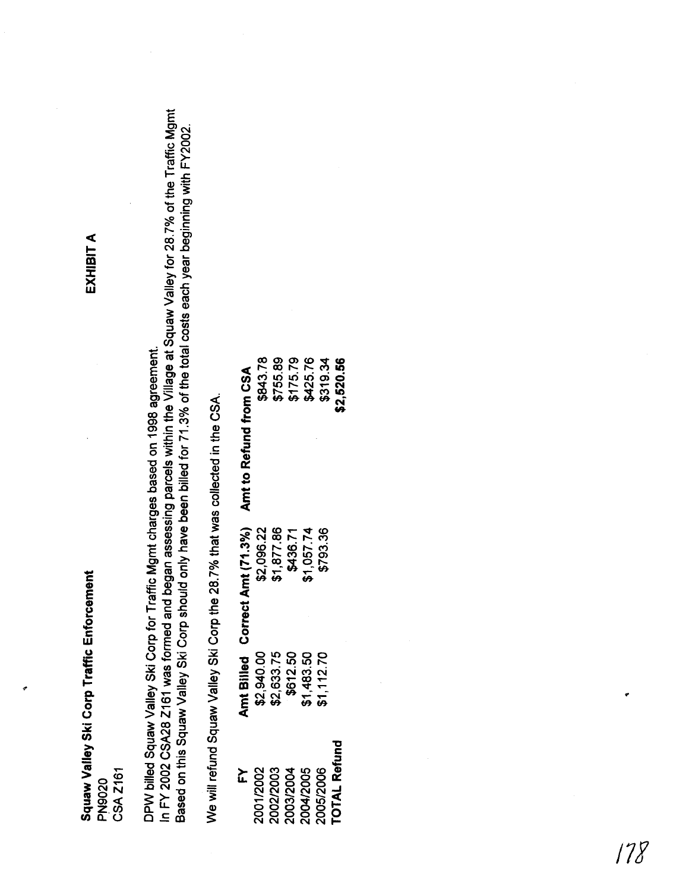**Squaw Valley Ski Corp Traffic Enforcement**
PN9020
CSA Z161

**EXHIBIT A**

DPW billed Squaw Valley Ski Corp for Traffic Mgmt charges based on 1998 agreement.
In FY 2002 CSA28 Z161 was formed and began assessing parcels within the Village at Squaw Valley for 28.7% of the Traffic Mgmt
Based on this Squaw Valley Ski Corp should only have been billed for 71.3% of the total costs each year beginning with FY2002.

We will refund Squaw Valley Ski Corp the 28.7% that was collected in the CSA.

| FY | Amt Billed | Correct Amt (71.3%) | Amt to Refund from CSA |
|---|---|---|---|
| 2001/2002 | $2,940.00 | $2,096.22 | $843.78 |
| 2002/2003 | $2,633.75 | $1,877.86 | $755.89 |
| 2003/2004 | $612.50 | $436.71 | $175.79 |
| 2004/2005 | $1,483.50 | $1,057.74 | $425.76 |
| 2005/2006 | $1,112.70 | $793.36 | $319.34 |
| **TOTAL Refund** | | | **$2,520.56** |